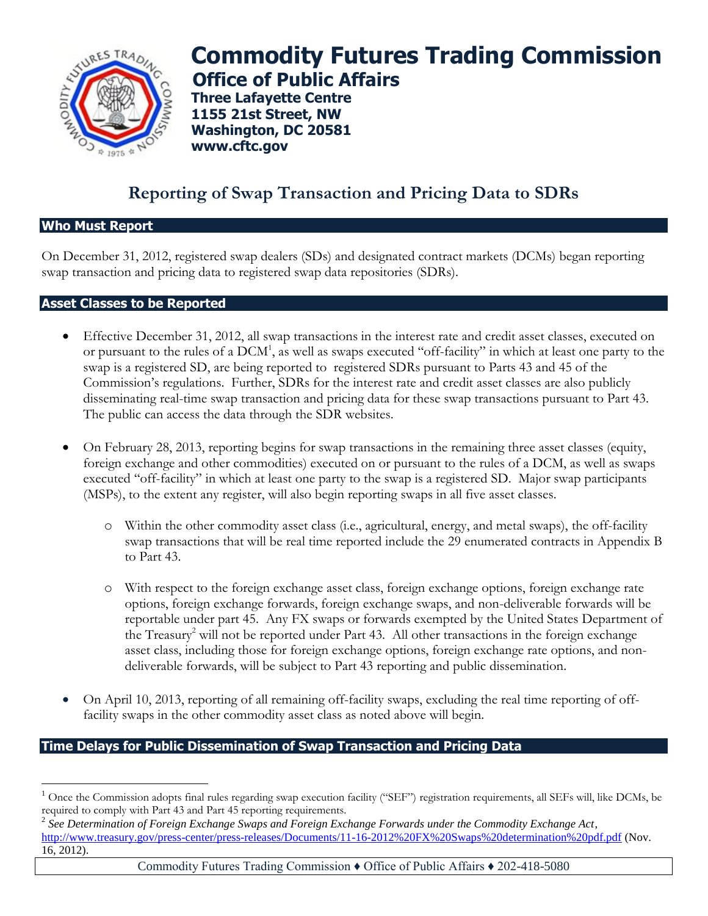# Commodity Futures Trading Commission

## Office of Public Affairs

**Three Lafayette Centre**
**1155 21st Street, NW**
**Washington, DC 20581**
**www.cftc.gov**

# Reporting of Swap Transaction and Pricing Data to SDRs

## Who Must Report

On December 31, 2012, registered swap dealers (SDs) and designated contract markets (DCMs) began reporting swap transaction and pricing data to registered swap data repositories (SDRs).

## Asset Classes to be Reported

- Effective December 31, 2012, all swap transactions in the interest rate and credit asset classes, executed on or pursuant to the rules of a DCM[1], as well as swaps executed "off-facility" in which at least one party to the swap is a registered SD, are being reported to registered SDRs pursuant to Parts 43 and 45 of the Commission's regulations. Further, SDRs for the interest rate and credit asset classes are also publicly disseminating real-time swap transaction and pricing data for these swap transactions pursuant to Part 43. The public can access the data through the SDR websites.

- On February 28, 2013, reporting begins for swap transactions in the remaining three asset classes (equity, foreign exchange and other commodities) executed on or pursuant to the rules of a DCM, as well as swaps executed "off-facility" in which at least one party to the swap is a registered SD. Major swap participants (MSPs), to the extent any register, will also begin reporting swaps in all five asset classes.

  - Within the other commodity asset class (i.e., agricultural, energy, and metal swaps), the off-facility swap transactions that will be real time reported include the 29 enumerated contracts in Appendix B to Part 43.

  - With respect to the foreign exchange asset class, foreign exchange options, foreign exchange rate options, foreign exchange forwards, foreign exchange swaps, and non-deliverable forwards will be reportable under part 45. Any FX swaps or forwards exempted by the United States Department of the Treasury[2] will not be reported under Part 43. All other transactions in the foreign exchange asset class, including those for foreign exchange options, foreign exchange rate options, and non-deliverable forwards, will be subject to Part 43 reporting and public dissemination.

- On April 10, 2013, reporting of all remaining off-facility swaps, excluding the real time reporting of off-facility swaps in the other commodity asset class as noted above will begin.

## Time Delays for Public Dissemination of Swap Transaction and Pricing Data

---

[1] Once the Commission adopts final rules regarding swap execution facility ("SEF") registration requirements, all SEFs will, like DCMs, be required to comply with Part 43 and Part 45 reporting requirements.

[2] *See Determination of Foreign Exchange Swaps and Foreign Exchange Forwards under the Commodity Exchange Act*, http://www.treasury.gov/press-center/press-releases/Documents/11-16-2012%20FX%20Swaps%20determination%20pdf.pdf (Nov. 16, 2012).

Commodity Futures Trading Commission ♦ Office of Public Affairs ♦ 202-418-5080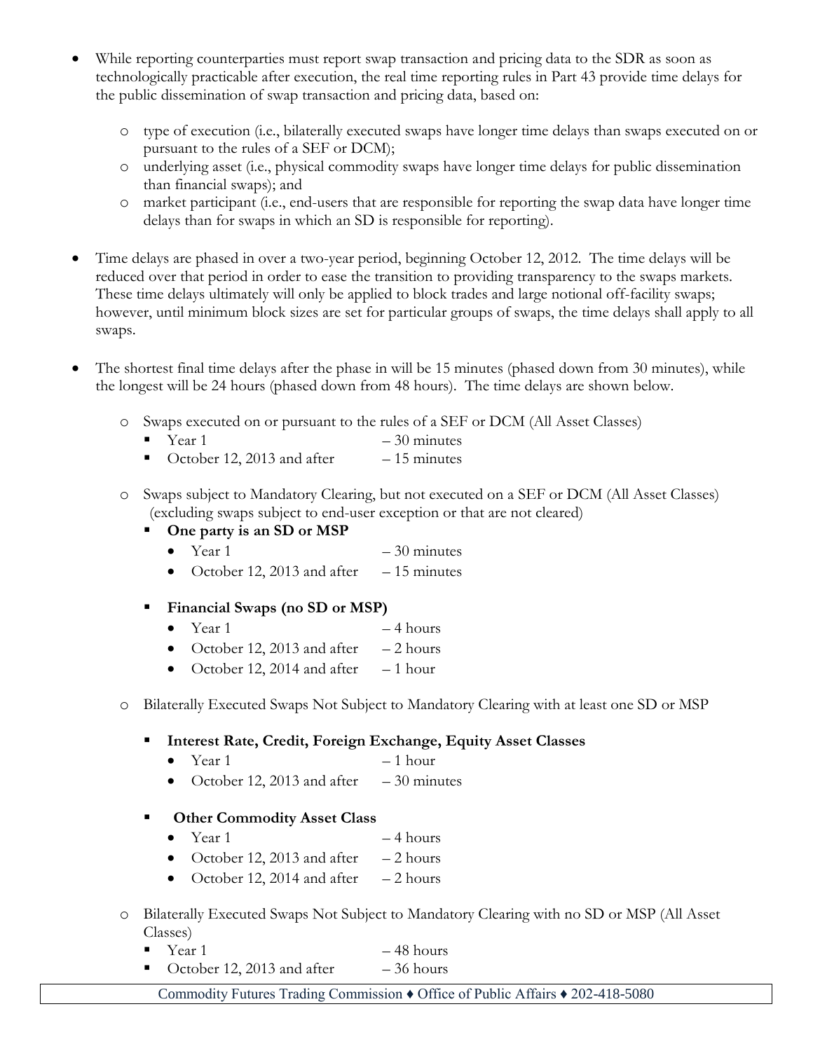- While reporting counterparties must report swap transaction and pricing data to the SDR as soon as technologically practicable after execution, the real time reporting rules in Part 43 provide time delays for the public dissemination of swap transaction and pricing data, based on:
  - type of execution (i.e., bilaterally executed swaps have longer time delays than swaps executed on or pursuant to the rules of a SEF or DCM);
  - underlying asset (i.e., physical commodity swaps have longer time delays for public dissemination than financial swaps); and
  - market participant (i.e., end-users that are responsible for reporting the swap data have longer time delays than for swaps in which an SD is responsible for reporting).

- Time delays are phased in over a two-year period, beginning October 12, 2012. The time delays will be reduced over that period in order to ease the transition to providing transparency to the swaps markets. These time delays ultimately will only be applied to block trades and large notional off-facility swaps; however, until minimum block sizes are set for particular groups of swaps, the time delays shall apply to all swaps.

- The shortest final time delays after the phase in will be 15 minutes (phased down from 30 minutes), while the longest will be 24 hours (phased down from 48 hours). The time delays are shown below.
  - Swaps executed on or pursuant to the rules of a SEF or DCM (All Asset Classes)
    - Year 1 – 30 minutes
    - October 12, 2013 and after – 15 minutes
  - Swaps subject to Mandatory Clearing, but not executed on a SEF or DCM (All Asset Classes) (excluding swaps subject to end-user exception or that are not cleared)
    - **One party is an SD or MSP**
      - Year 1 – 30 minutes
      - October 12, 2013 and after – 15 minutes
    - **Financial Swaps (no SD or MSP)**
      - Year 1 – 4 hours
      - October 12, 2013 and after – 2 hours
      - October 12, 2014 and after – 1 hour
  - Bilaterally Executed Swaps Not Subject to Mandatory Clearing with at least one SD or MSP
    - **Interest Rate, Credit, Foreign Exchange, Equity Asset Classes**
      - Year 1 – 1 hour
      - October 12, 2013 and after – 30 minutes
    - **Other Commodity Asset Class**
      - Year 1 – 4 hours
      - October 12, 2013 and after – 2 hours
      - October 12, 2014 and after – 2 hours
  - Bilaterally Executed Swaps Not Subject to Mandatory Clearing with no SD or MSP (All Asset Classes)
    - Year 1 – 48 hours
    - October 12, 2013 and after – 36 hours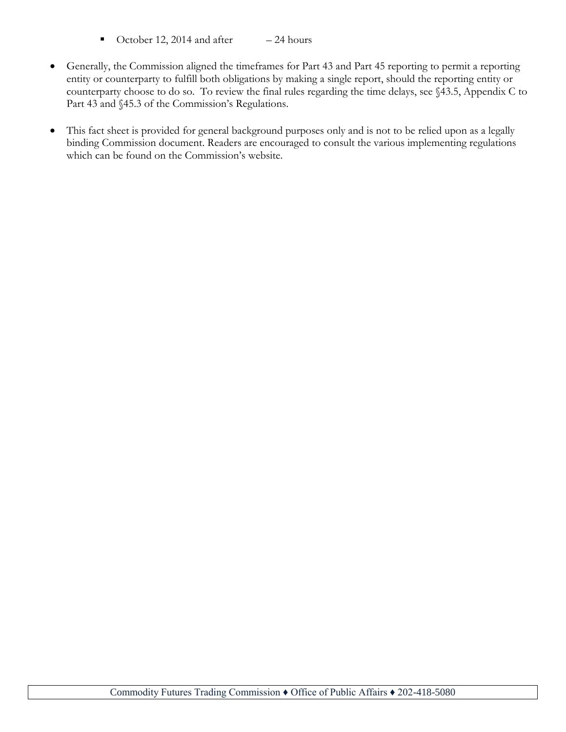- October 12, 2014 and after – 24 hours

- Generally, the Commission aligned the timeframes for Part 43 and Part 45 reporting to permit a reporting entity or counterparty to fulfill both obligations by making a single report, should the reporting entity or counterparty choose to do so. To review the final rules regarding the time delays, see §43.5, Appendix C to Part 43 and §45.3 of the Commission's Regulations.

- This fact sheet is provided for general background purposes only and is not to be relied upon as a legally binding Commission document. Readers are encouraged to consult the various implementing regulations which can be found on the Commission's website.